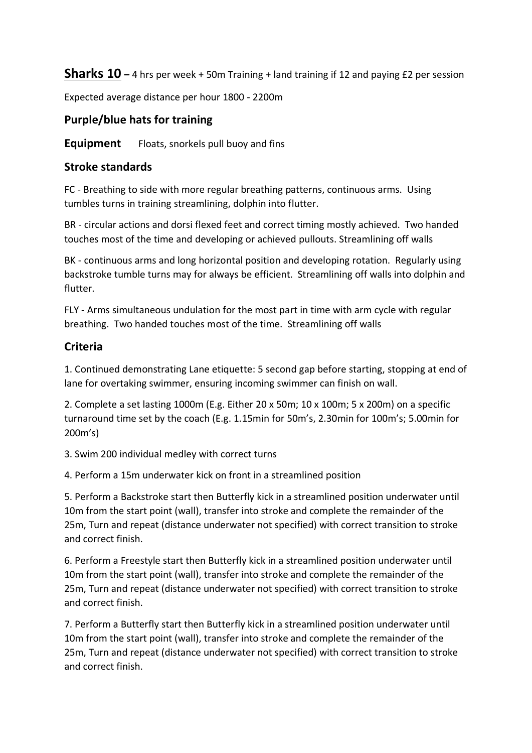**Sharks 10** – 4 hrs per week + 50m Training + land training if 12 and paying £2 per session

Expected average distance per hour 1800 - 2200m

## Purple/blue hats for training

**Equipment** Floats, snorkels pull buoy and fins

## Stroke standards

FC - Breathing to side with more regular breathing patterns, continuous arms. Using tumbles turns in training streamlining, dolphin into flutter.

BR - circular actions and dorsi flexed feet and correct timing mostly achieved. Two handed touches most of the time and developing or achieved pullouts. Streamlining off walls

BK - continuous arms and long horizontal position and developing rotation. Regularly using backstroke tumble turns may for always be efficient. Streamlining off walls into dolphin and flutter.

FLY - Arms simultaneous undulation for the most part in time with arm cycle with regular breathing. Two handed touches most of the time. Streamlining off walls

## Criteria

1. Continued demonstrating Lane etiquette: 5 second gap before starting, stopping at end of lane for overtaking swimmer, ensuring incoming swimmer can finish on wall.

2. Complete a set lasting 1000m (E.g. Either 20 x 50m; 10 x 100m; 5 x 200m) on a specific turnaround time set by the coach (E.g. 1.15min for 50m's, 2.30min for 100m's; 5.00min for 200m's)

3. Swim 200 individual medley with correct turns

4. Perform a 15m underwater kick on front in a streamlined position

5. Perform a Backstroke start then Butterfly kick in a streamlined position underwater until 10m from the start point (wall), transfer into stroke and complete the remainder of the 25m, Turn and repeat (distance underwater not specified) with correct transition to stroke and correct finish.

6. Perform a Freestyle start then Butterfly kick in a streamlined position underwater until 10m from the start point (wall), transfer into stroke and complete the remainder of the 25m, Turn and repeat (distance underwater not specified) with correct transition to stroke and correct finish.

7. Perform a Butterfly start then Butterfly kick in a streamlined position underwater until 10m from the start point (wall), transfer into stroke and complete the remainder of the 25m, Turn and repeat (distance underwater not specified) with correct transition to stroke and correct finish.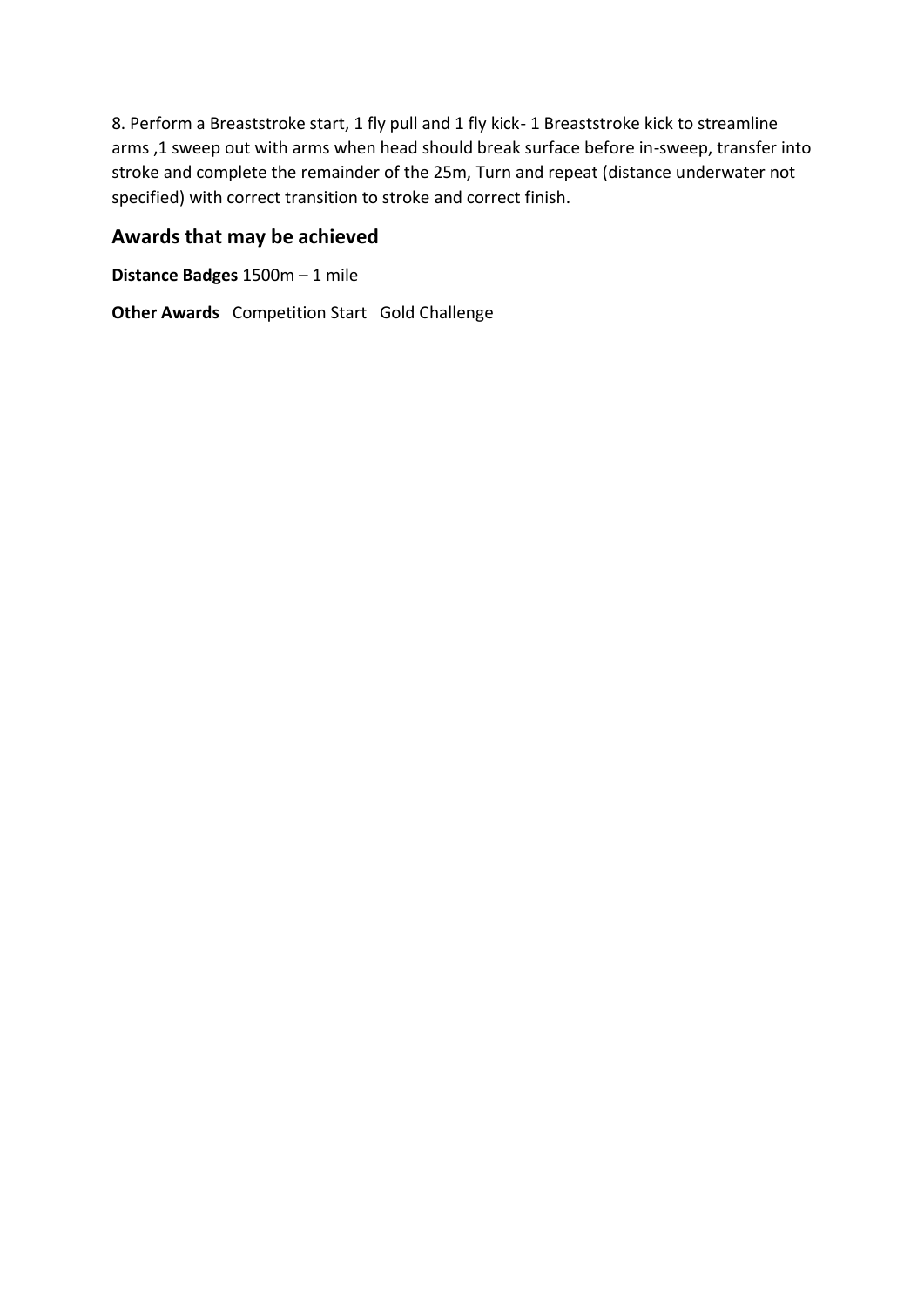8. Perform a Breaststroke start, 1 fly pull and 1 fly kick- 1 Breaststroke kick to streamline arms ,1 sweep out with arms when head should break surface before in-sweep, transfer into stroke and complete the remainder of the 25m, Turn and repeat (distance underwater not specified) with correct transition to stroke and correct finish.

## Awards that may be achieved

**Distance Badges** 1500m – 1 mile

**Other Awards** Competition Start Gold Challenge